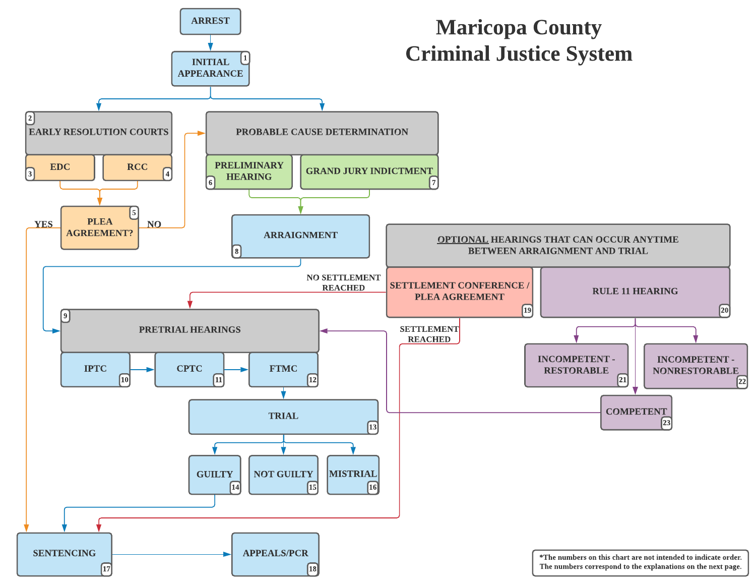# Maricopa County Criminal Justice System

- ARREST
  - INITIAL APPEARANCE (1)
    - EARLY RESOLUTION COURTS (2)
      - EDC (3)
      - RCC (4)
      - PLEA AGREEMENT? (5)
        - YES → SENTENCING (17)
        - NO → PROBABLE CAUSE DETERMINATION
    - PROBABLE CAUSE DETERMINATION
      - PRELIMINARY HEARING (6)
      - GRAND JURY INDICTMENT (7)
      - → ARRAIGNMENT (8)
        - → PRETRIAL HEARINGS (9)
          - IPTC (10) → CPTC (11) → FTMC (12)
          - → TRIAL (13)
            - GUILTY (14) → SENTENCING (17)
            - NOT GUILTY (15)
            - MISTRIAL (16)

**OPTIONAL HEARINGS THAT CAN OCCUR ANYTIME BETWEEN ARRAIGNMENT AND TRIAL**

- SETTLEMENT CONFERENCE / PLEA AGREEMENT (19)
  - NO SETTLEMENT REACHED → PRETRIAL HEARINGS (9)
  - SETTLEMENT REACHED → SENTENCING (17)
- RULE 11 HEARING (20)
  - INCOMPETENT - RESTORABLE (21)
  - INCOMPETENT - NONRESTORABLE (22)
  - COMPETENT (23) → PRETRIAL HEARINGS (9)

SENTENCING (17) → APPEALS/PCR (18)

*The numbers on this chart are not intended to indicate order. The numbers correspond to the explanations on the next page.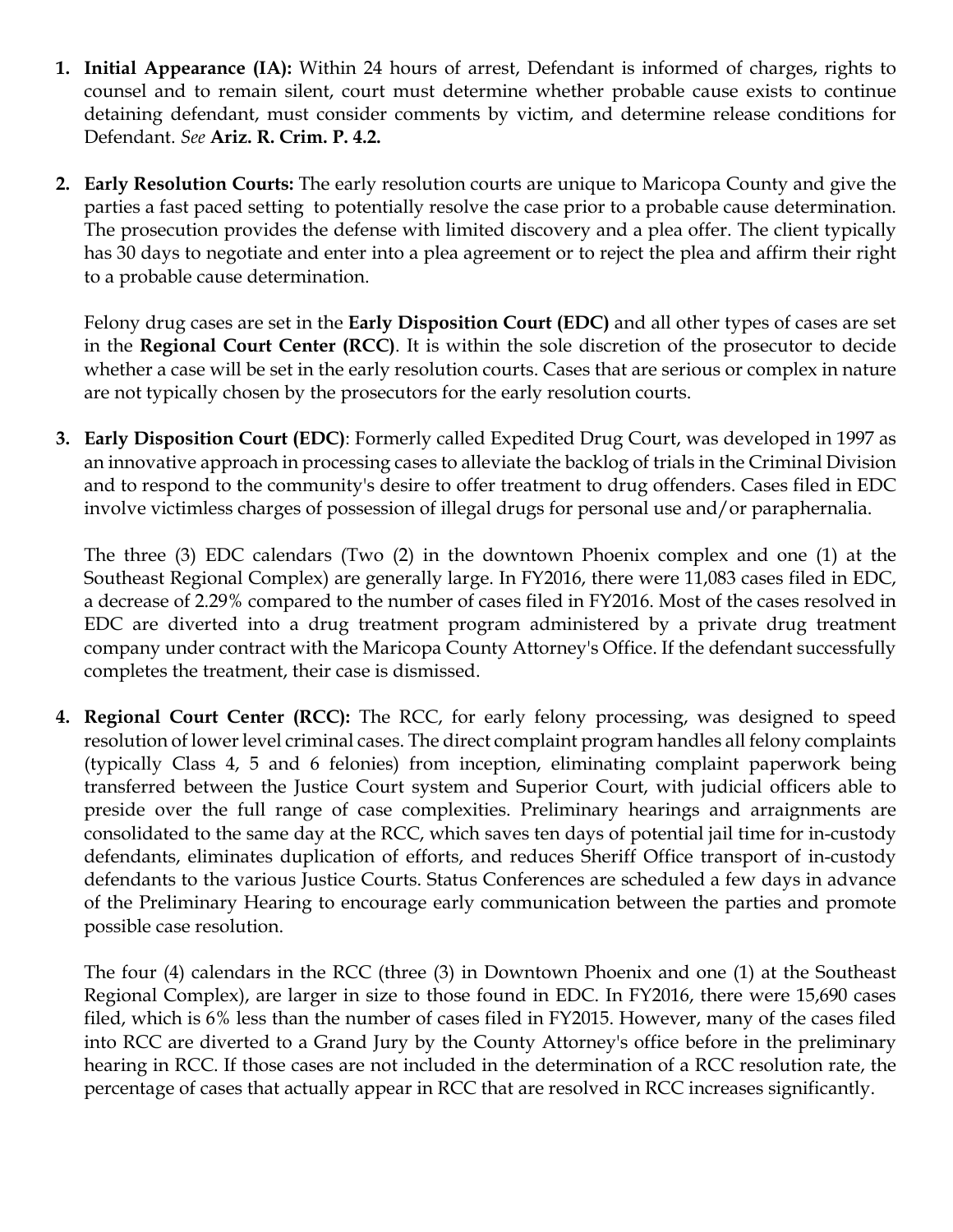1. **Initial Appearance (IA):** Within 24 hours of arrest, Defendant is informed of charges, rights to counsel and to remain silent, court must determine whether probable cause exists to continue detaining defendant, must consider comments by victim, and determine release conditions for Defendant. *See* **Ariz. R. Crim. P. 4.2.**

2. **Early Resolution Courts:** The early resolution courts are unique to Maricopa County and give the parties a fast paced setting to potentially resolve the case prior to a probable cause determination. The prosecution provides the defense with limited discovery and a plea offer. The client typically has 30 days to negotiate and enter into a plea agreement or to reject the plea and affirm their right to a probable cause determination.

   Felony drug cases are set in the **Early Disposition Court (EDC)** and all other types of cases are set in the **Regional Court Center (RCC)**. It is within the sole discretion of the prosecutor to decide whether a case will be set in the early resolution courts. Cases that are serious or complex in nature are not typically chosen by the prosecutors for the early resolution courts.

3. **Early Disposition Court (EDC)**: Formerly called Expedited Drug Court, was developed in 1997 as an innovative approach in processing cases to alleviate the backlog of trials in the Criminal Division and to respond to the community's desire to offer treatment to drug offenders. Cases filed in EDC involve victimless charges of possession of illegal drugs for personal use and/or paraphernalia.

   The three (3) EDC calendars (Two (2) in the downtown Phoenix complex and one (1) at the Southeast Regional Complex) are generally large. In FY2016, there were 11,083 cases filed in EDC, a decrease of 2.29% compared to the number of cases filed in FY2016. Most of the cases resolved in EDC are diverted into a drug treatment program administered by a private drug treatment company under contract with the Maricopa County Attorney's Office. If the defendant successfully completes the treatment, their case is dismissed.

4. **Regional Court Center (RCC):** The RCC, for early felony processing, was designed to speed resolution of lower level criminal cases. The direct complaint program handles all felony complaints (typically Class 4, 5 and 6 felonies) from inception, eliminating complaint paperwork being transferred between the Justice Court system and Superior Court, with judicial officers able to preside over the full range of case complexities. Preliminary hearings and arraignments are consolidated to the same day at the RCC, which saves ten days of potential jail time for in-custody defendants, eliminates duplication of efforts, and reduces Sheriff Office transport of in-custody defendants to the various Justice Courts. Status Conferences are scheduled a few days in advance of the Preliminary Hearing to encourage early communication between the parties and promote possible case resolution.

   The four (4) calendars in the RCC (three (3) in Downtown Phoenix and one (1) at the Southeast Regional Complex), are larger in size to those found in EDC. In FY2016, there were 15,690 cases filed, which is 6% less than the number of cases filed in FY2015. However, many of the cases filed into RCC are diverted to a Grand Jury by the County Attorney's office before in the preliminary hearing in RCC. If those cases are not included in the determination of a RCC resolution rate, the percentage of cases that actually appear in RCC that are resolved in RCC increases significantly.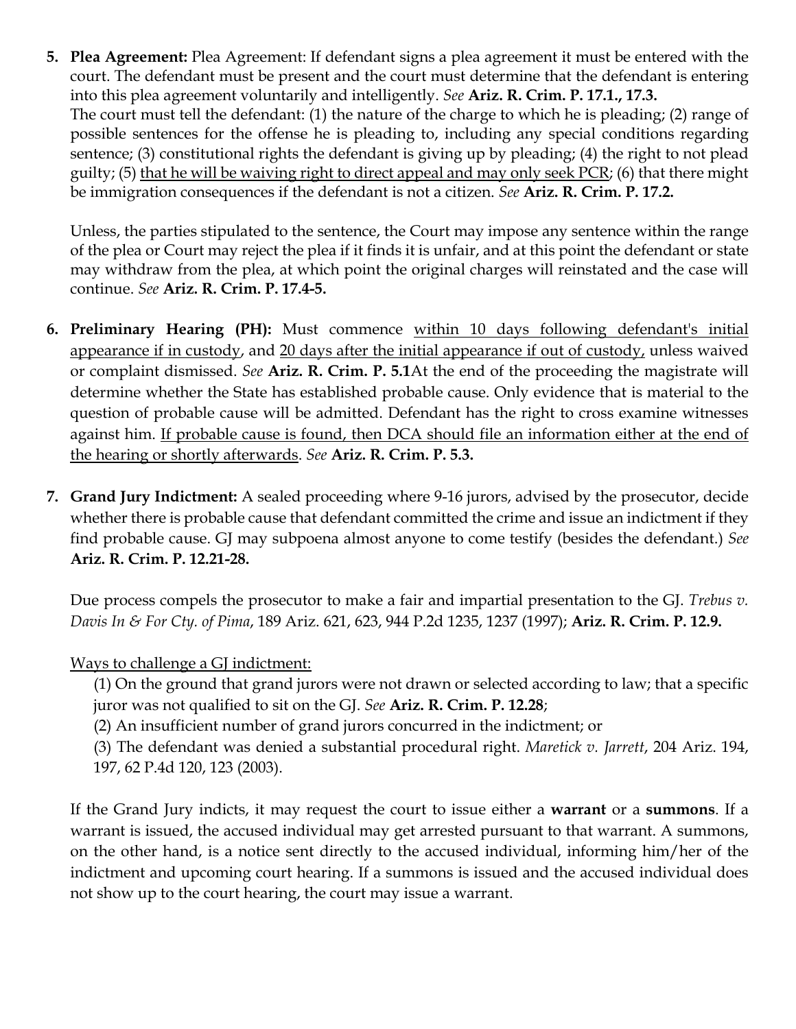5. **Plea Agreement:** Plea Agreement: If defendant signs a plea agreement it must be entered with the court. The defendant must be present and the court must determine that the defendant is entering into this plea agreement voluntarily and intelligently. *See* **Ariz. R. Crim. P. 17.1., 17.3.**
   The court must tell the defendant: (1) the nature of the charge to which he is pleading; (2) range of possible sentences for the offense he is pleading to, including any special conditions regarding sentence; (3) constitutional rights the defendant is giving up by pleading; (4) the right to not plead guilty; (5) <u>that he will be waiving right to direct appeal and may only seek PCR</u>; (6) that there might be immigration consequences if the defendant is not a citizen. *See* **Ariz. R. Crim. P. 17.2.**

   Unless, the parties stipulated to the sentence, the Court may impose any sentence within the range of the plea or Court may reject the plea if it finds it is unfair, and at this point the defendant or state may withdraw from the plea, at which point the original charges will reinstated and the case will continue. *See* **Ariz. R. Crim. P. 17.4-5.**

6. **Preliminary Hearing (PH):** Must commence <u>within 10 days following defendant's initial appearance if in custody</u>, and <u>20 days after the initial appearance if out of custody,</u> unless waived or complaint dismissed. *See* **Ariz. R. Crim. P. 5.1**At the end of the proceeding the magistrate will determine whether the State has established probable cause. Only evidence that is material to the question of probable cause will be admitted. Defendant has the right to cross examine witnesses against him. <u>If probable cause is found, then DCA should file an information either at the end of the hearing or shortly afterwards</u>. *See* **Ariz. R. Crim. P. 5.3.**

7. **Grand Jury Indictment:** A sealed proceeding where 9-16 jurors, advised by the prosecutor, decide whether there is probable cause that defendant committed the crime and issue an indictment if they find probable cause. GJ may subpoena almost anyone to come testify (besides the defendant.) *See* **Ariz. R. Crim. P. 12.21-28.**

   Due process compels the prosecutor to make a fair and impartial presentation to the GJ. *Trebus v. Davis In & For Cty. of Pima*, 189 Ariz. 621, 623, 944 P.2d 1235, 1237 (1997); **Ariz. R. Crim. P. 12.9.**

   <u>Ways to challenge a GJ indictment:</u>

   (1) On the ground that grand jurors were not drawn or selected according to law; that a specific juror was not qualified to sit on the GJ. *See* **Ariz. R. Crim. P. 12.28**;

   (2) An insufficient number of grand jurors concurred in the indictment; or

   (3) The defendant was denied a substantial procedural right. *Maretick v. Jarrett*, 204 Ariz. 194, 197, 62 P.4d 120, 123 (2003).

   If the Grand Jury indicts, it may request the court to issue either a **warrant** or a **summons**. If a warrant is issued, the accused individual may get arrested pursuant to that warrant. A summons, on the other hand, is a notice sent directly to the accused individual, informing him/her of the indictment and upcoming court hearing. If a summons is issued and the accused individual does not show up to the court hearing, the court may issue a warrant.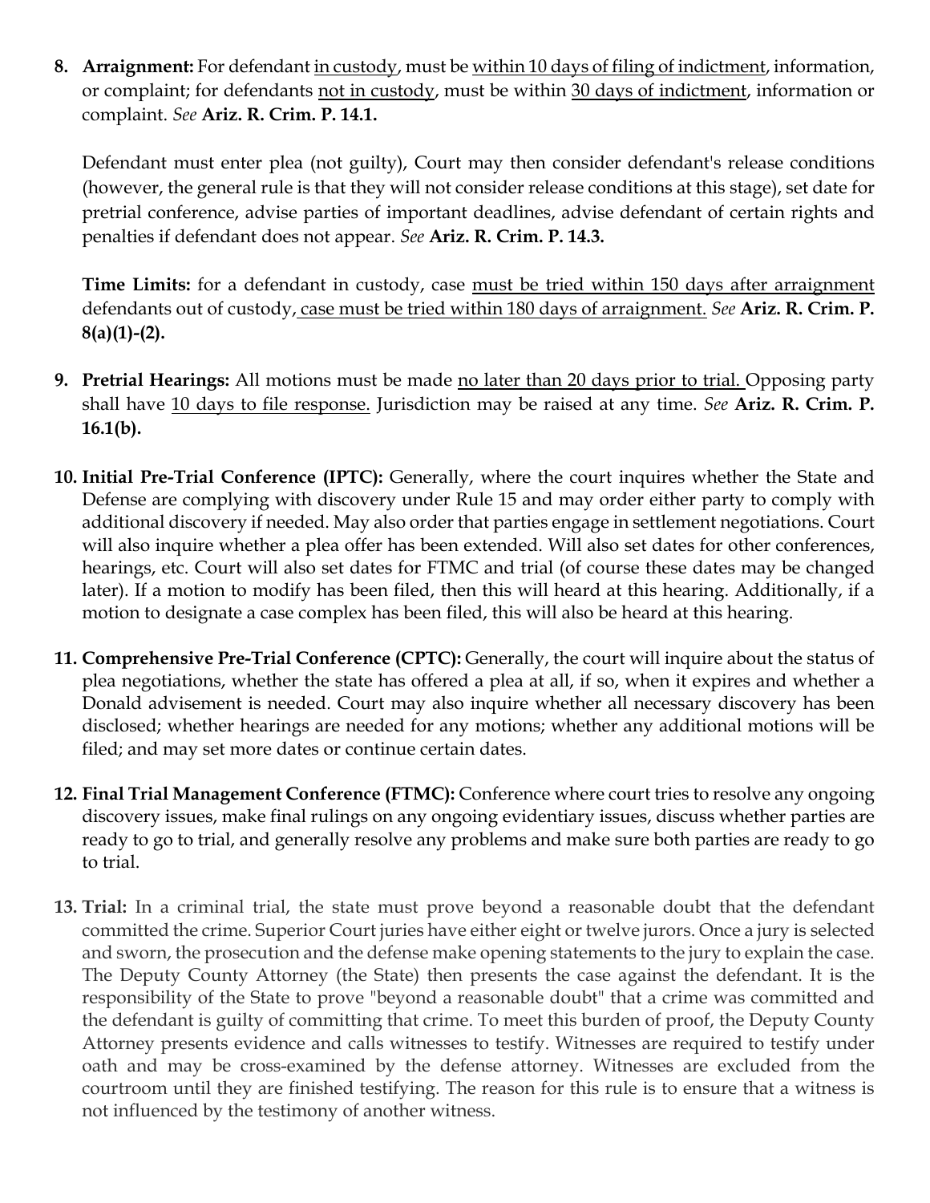8. **Arraignment:** For defendant in custody, must be within 10 days of filing of indictment, information, or complaint; for defendants not in custody, must be within 30 days of indictment, information or complaint. *See* **Ariz. R. Crim. P. 14.1.**

   Defendant must enter plea (not guilty), Court may then consider defendant's release conditions (however, the general rule is that they will not consider release conditions at this stage), set date for pretrial conference, advise parties of important deadlines, advise defendant of certain rights and penalties if defendant does not appear. *See* **Ariz. R. Crim. P. 14.3.**

   **Time Limits:** for a defendant in custody, case must be tried within 150 days after arraignment defendants out of custody, case must be tried within 180 days of arraignment. *See* **Ariz. R. Crim. P. 8(a)(1)-(2).**

9. **Pretrial Hearings:** All motions must be made no later than 20 days prior to trial. Opposing party shall have 10 days to file response. Jurisdiction may be raised at any time. *See* **Ariz. R. Crim. P. 16.1(b).**

10. **Initial Pre-Trial Conference (IPTC):** Generally, where the court inquires whether the State and Defense are complying with discovery under Rule 15 and may order either party to comply with additional discovery if needed. May also order that parties engage in settlement negotiations. Court will also inquire whether a plea offer has been extended. Will also set dates for other conferences, hearings, etc. Court will also set dates for FTMC and trial (of course these dates may be changed later). If a motion to modify has been filed, then this will heard at this hearing. Additionally, if a motion to designate a case complex has been filed, this will also be heard at this hearing.

11. **Comprehensive Pre-Trial Conference (CPTC):** Generally, the court will inquire about the status of plea negotiations, whether the state has offered a plea at all, if so, when it expires and whether a Donald advisement is needed. Court may also inquire whether all necessary discovery has been disclosed; whether hearings are needed for any motions; whether any additional motions will be filed; and may set more dates or continue certain dates.

12. **Final Trial Management Conference (FTMC):** Conference where court tries to resolve any ongoing discovery issues, make final rulings on any ongoing evidentiary issues, discuss whether parties are ready to go to trial, and generally resolve any problems and make sure both parties are ready to go to trial.

13. **Trial:** In a criminal trial, the state must prove beyond a reasonable doubt that the defendant committed the crime. Superior Court juries have either eight or twelve jurors. Once a jury is selected and sworn, the prosecution and the defense make opening statements to the jury to explain the case. The Deputy County Attorney (the State) then presents the case against the defendant. It is the responsibility of the State to prove "beyond a reasonable doubt" that a crime was committed and the defendant is guilty of committing that crime. To meet this burden of proof, the Deputy County Attorney presents evidence and calls witnesses to testify. Witnesses are required to testify under oath and may be cross-examined by the defense attorney. Witnesses are excluded from the courtroom until they are finished testifying. The reason for this rule is to ensure that a witness is not influenced by the testimony of another witness.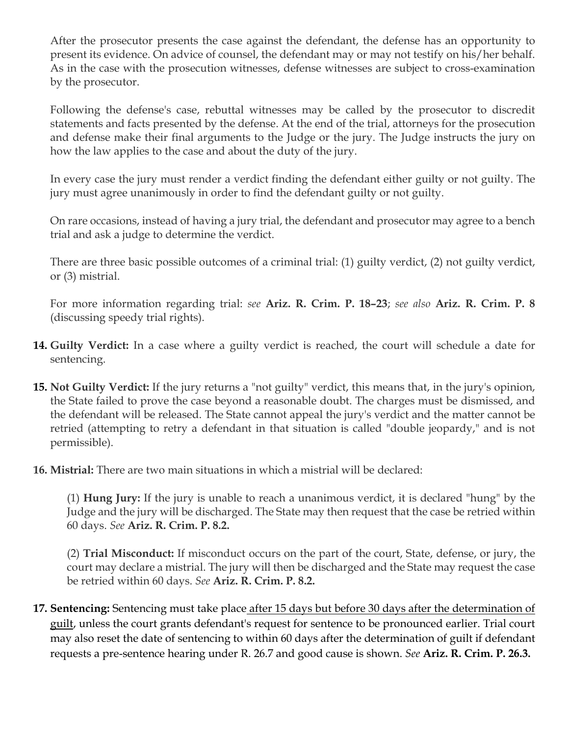After the prosecutor presents the case against the defendant, the defense has an opportunity to present its evidence. On advice of counsel, the defendant may or may not testify on his/her behalf. As in the case with the prosecution witnesses, defense witnesses are subject to cross-examination by the prosecutor.

Following the defense's case, rebuttal witnesses may be called by the prosecutor to discredit statements and facts presented by the defense. At the end of the trial, attorneys for the prosecution and defense make their final arguments to the Judge or the jury. The Judge instructs the jury on how the law applies to the case and about the duty of the jury.

In every case the jury must render a verdict finding the defendant either guilty or not guilty. The jury must agree unanimously in order to find the defendant guilty or not guilty.

On rare occasions, instead of having a jury trial, the defendant and prosecutor may agree to a bench trial and ask a judge to determine the verdict.

There are three basic possible outcomes of a criminal trial: (1) guilty verdict, (2) not guilty verdict, or (3) mistrial.

For more information regarding trial: *see* **Ariz. R. Crim. P. 18–23**; *see also* **Ariz. R. Crim. P. 8** (discussing speedy trial rights).

14. **Guilty Verdict:** In a case where a guilty verdict is reached, the court will schedule a date for sentencing.

15. **Not Guilty Verdict:** If the jury returns a "not guilty" verdict, this means that, in the jury's opinion, the State failed to prove the case beyond a reasonable doubt. The charges must be dismissed, and the defendant will be released. The State cannot appeal the jury's verdict and the matter cannot be retried (attempting to retry a defendant in that situation is called "double jeopardy," and is not permissible).

16. **Mistrial:** There are two main situations in which a mistrial will be declared:

    (1) **Hung Jury:** If the jury is unable to reach a unanimous verdict, it is declared "hung" by the Judge and the jury will be discharged. The State may then request that the case be retried within 60 days. *See* **Ariz. R. Crim. P. 8.2.**

    (2) **Trial Misconduct:** If misconduct occurs on the part of the court, State, defense, or jury, the court may declare a mistrial. The jury will then be discharged and the State may request the case be retried within 60 days. *See* **Ariz. R. Crim. P. 8.2.**

17. **Sentencing:** Sentencing must take place <u>after 15 days but before 30 days after the determination of guilt</u>, unless the court grants defendant's request for sentence to be pronounced earlier. Trial court may also reset the date of sentencing to within 60 days after the determination of guilt if defendant requests a pre-sentence hearing under R. 26.7 and good cause is shown. *See* **Ariz. R. Crim. P. 26.3.**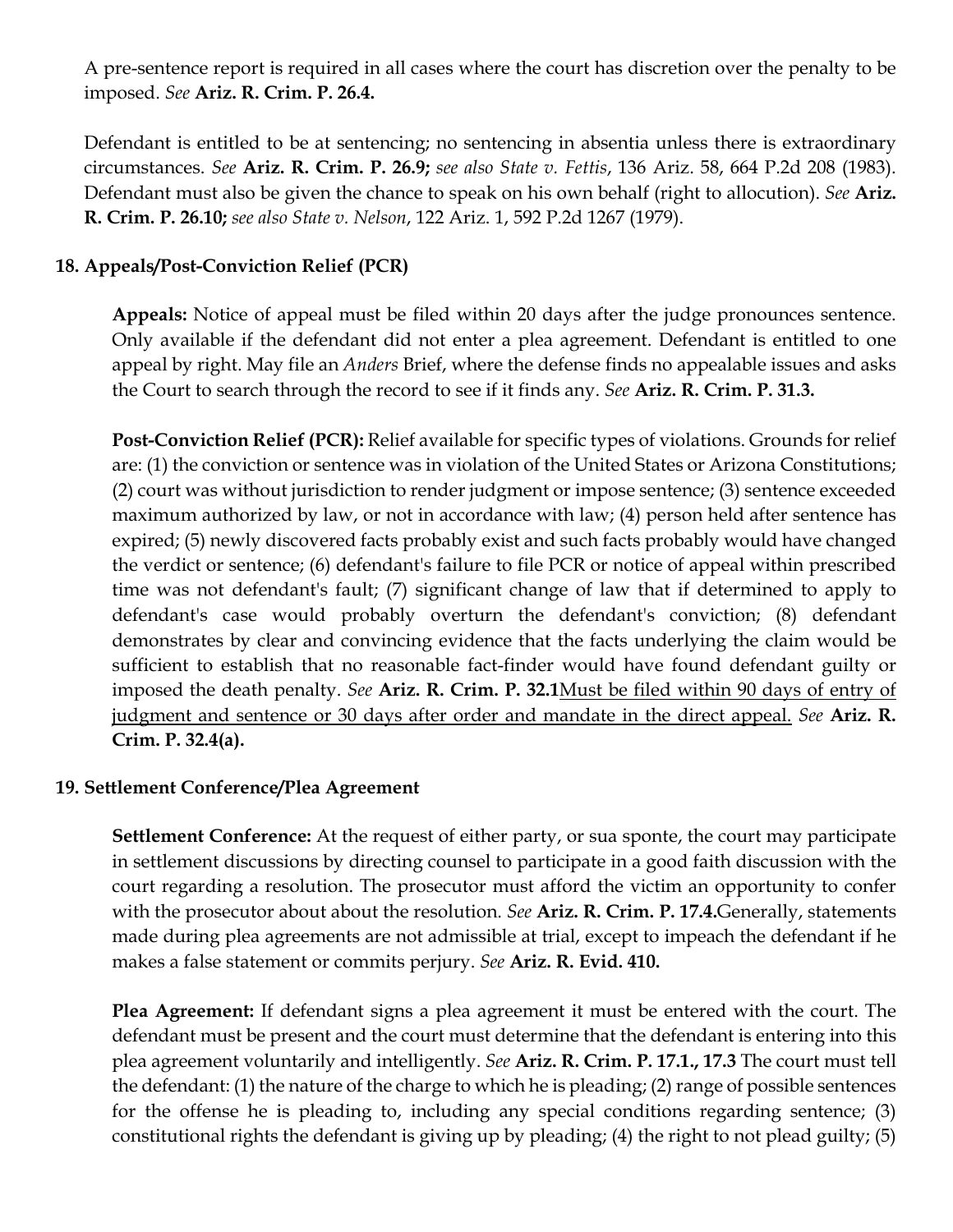A pre-sentence report is required in all cases where the court has discretion over the penalty to be imposed. *See* **Ariz. R. Crim. P. 26.4.**

Defendant is entitled to be at sentencing; no sentencing in absentia unless there is extraordinary circumstances. *See* **Ariz. R. Crim. P. 26.9;** *see also State v. Fettis*, 136 Ariz. 58, 664 P.2d 208 (1983). Defendant must also be given the chance to speak on his own behalf (right to allocution). *See* **Ariz. R. Crim. P. 26.10;** *see also State v. Nelson*, 122 Ariz. 1, 592 P.2d 1267 (1979).

### 18. Appeals/Post-Conviction Relief (PCR)

**Appeals:** Notice of appeal must be filed within 20 days after the judge pronounces sentence. Only available if the defendant did not enter a plea agreement. Defendant is entitled to one appeal by right. May file an *Anders* Brief, where the defense finds no appealable issues and asks the Court to search through the record to see if it finds any. *See* **Ariz. R. Crim. P. 31.3.**

**Post-Conviction Relief (PCR):** Relief available for specific types of violations. Grounds for relief are: (1) the conviction or sentence was in violation of the United States or Arizona Constitutions; (2) court was without jurisdiction to render judgment or impose sentence; (3) sentence exceeded maximum authorized by law, or not in accordance with law; (4) person held after sentence has expired; (5) newly discovered facts probably exist and such facts probably would have changed the verdict or sentence; (6) defendant's failure to file PCR or notice of appeal within prescribed time was not defendant's fault; (7) significant change of law that if determined to apply to defendant's case would probably overturn the defendant's conviction; (8) defendant demonstrates by clear and convincing evidence that the facts underlying the claim would be sufficient to establish that no reasonable fact-finder would have found defendant guilty or imposed the death penalty. *See* **Ariz. R. Crim. P. 32.1**<u>Must be filed within 90 days of entry of judgment and sentence or 30 days after order and mandate in the direct appeal.</u> *See* **Ariz. R. Crim. P. 32.4(a).**

### 19. Settlement Conference/Plea Agreement

**Settlement Conference:** At the request of either party, or sua sponte, the court may participate in settlement discussions by directing counsel to participate in a good faith discussion with the court regarding a resolution. The prosecutor must afford the victim an opportunity to confer with the prosecutor about about the resolution. *See* **Ariz. R. Crim. P. 17.4.**Generally, statements made during plea agreements are not admissible at trial, except to impeach the defendant if he makes a false statement or commits perjury. *See* **Ariz. R. Evid. 410.**

**Plea Agreement:** If defendant signs a plea agreement it must be entered with the court. The defendant must be present and the court must determine that the defendant is entering into this plea agreement voluntarily and intelligently. *See* **Ariz. R. Crim. P. 17.1., 17.3** The court must tell the defendant: (1) the nature of the charge to which he is pleading; (2) range of possible sentences for the offense he is pleading to, including any special conditions regarding sentence; (3) constitutional rights the defendant is giving up by pleading; (4) the right to not plead guilty; (5)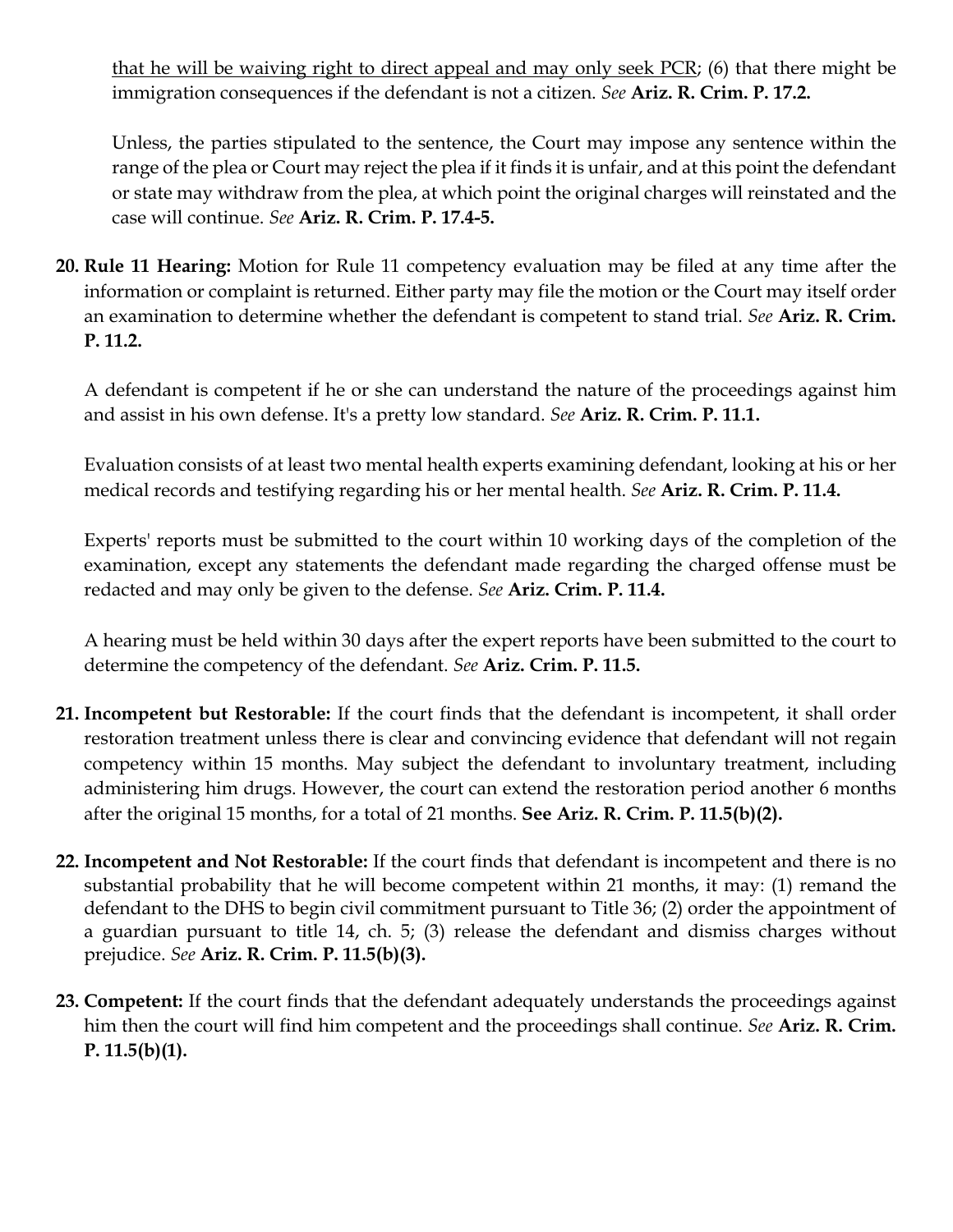<u>that he will be waiving right to direct appeal and may only seek PCR</u>; (6) that there might be immigration consequences if the defendant is not a citizen. *See* **Ariz. R. Crim. P. 17.2.**

Unless, the parties stipulated to the sentence, the Court may impose any sentence within the range of the plea or Court may reject the plea if it finds it is unfair, and at this point the defendant or state may withdraw from the plea, at which point the original charges will reinstated and the case will continue. *See* **Ariz. R. Crim. P. 17.4-5.**

20. **Rule 11 Hearing:** Motion for Rule 11 competency evaluation may be filed at any time after the information or complaint is returned. Either party may file the motion or the Court may itself order an examination to determine whether the defendant is competent to stand trial. *See* **Ariz. R. Crim. P. 11.2.**

    A defendant is competent if he or she can understand the nature of the proceedings against him and assist in his own defense. It's a pretty low standard. *See* **Ariz. R. Crim. P. 11.1.**

    Evaluation consists of at least two mental health experts examining defendant, looking at his or her medical records and testifying regarding his or her mental health. *See* **Ariz. R. Crim. P. 11.4.**

    Experts' reports must be submitted to the court within 10 working days of the completion of the examination, except any statements the defendant made regarding the charged offense must be redacted and may only be given to the defense. *See* **Ariz. Crim. P. 11.4.**

    A hearing must be held within 30 days after the expert reports have been submitted to the court to determine the competency of the defendant. *See* **Ariz. Crim. P. 11.5.**

21. **Incompetent but Restorable:** If the court finds that the defendant is incompetent, it shall order restoration treatment unless there is clear and convincing evidence that defendant will not regain competency within 15 months. May subject the defendant to involuntary treatment, including administering him drugs. However, the court can extend the restoration period another 6 months after the original 15 months, for a total of 21 months. **See Ariz. R. Crim. P. 11.5(b)(2).**

22. **Incompetent and Not Restorable:** If the court finds that defendant is incompetent and there is no substantial probability that he will become competent within 21 months, it may: (1) remand the defendant to the DHS to begin civil commitment pursuant to Title 36; (2) order the appointment of a guardian pursuant to title 14, ch. 5; (3) release the defendant and dismiss charges without prejudice. *See* **Ariz. R. Crim. P. 11.5(b)(3).**

23. **Competent:** If the court finds that the defendant adequately understands the proceedings against him then the court will find him competent and the proceedings shall continue. *See* **Ariz. R. Crim. P. 11.5(b)(1).**